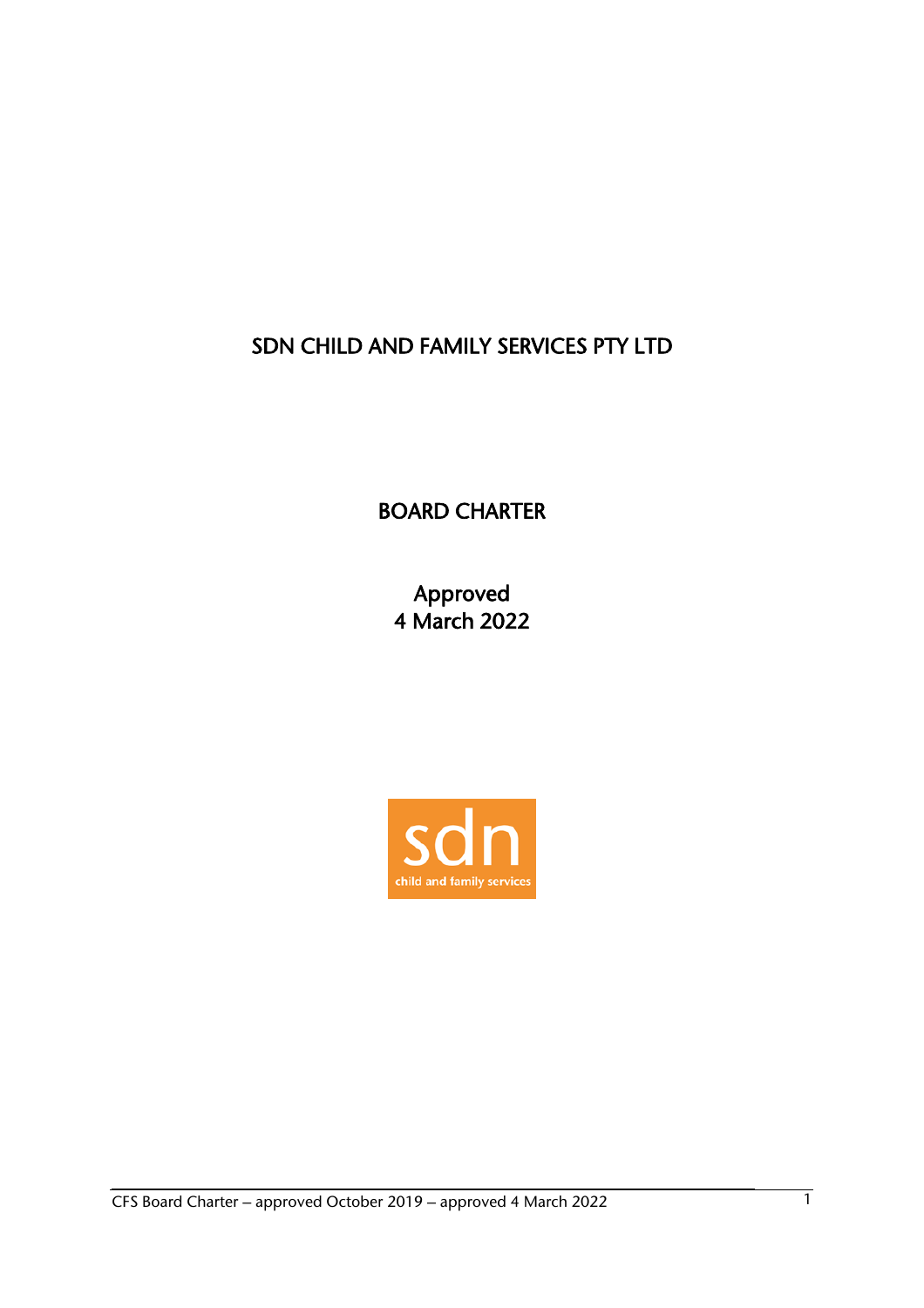# SDN CHILD AND FAMILY SERVICES PTY LTD

## BOARD CHARTER

Approved
4 March 2022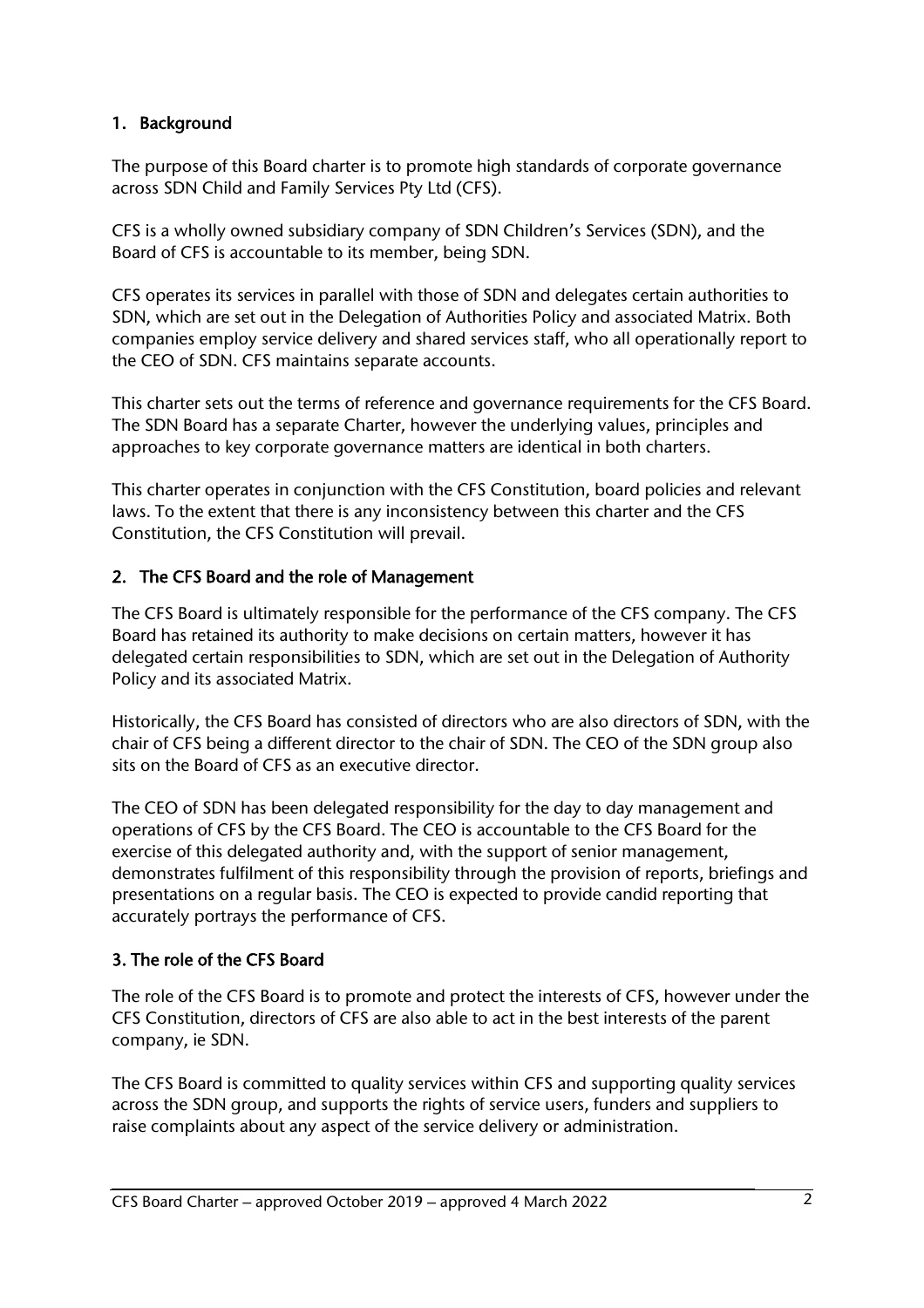## 1. Background

The purpose of this Board charter is to promote high standards of corporate governance across SDN Child and Family Services Pty Ltd (CFS).

CFS is a wholly owned subsidiary company of SDN Children's Services (SDN), and the Board of CFS is accountable to its member, being SDN.

CFS operates its services in parallel with those of SDN and delegates certain authorities to SDN, which are set out in the Delegation of Authorities Policy and associated Matrix. Both companies employ service delivery and shared services staff, who all operationally report to the CEO of SDN. CFS maintains separate accounts.

This charter sets out the terms of reference and governance requirements for the CFS Board. The SDN Board has a separate Charter, however the underlying values, principles and approaches to key corporate governance matters are identical in both charters.

This charter operates in conjunction with the CFS Constitution, board policies and relevant laws. To the extent that there is any inconsistency between this charter and the CFS Constitution, the CFS Constitution will prevail.

## 2. The CFS Board and the role of Management

The CFS Board is ultimately responsible for the performance of the CFS company. The CFS Board has retained its authority to make decisions on certain matters, however it has delegated certain responsibilities to SDN, which are set out in the Delegation of Authority Policy and its associated Matrix.

Historically, the CFS Board has consisted of directors who are also directors of SDN, with the chair of CFS being a different director to the chair of SDN. The CEO of the SDN group also sits on the Board of CFS as an executive director.

The CEO of SDN has been delegated responsibility for the day to day management and operations of CFS by the CFS Board. The CEO is accountable to the CFS Board for the exercise of this delegated authority and, with the support of senior management, demonstrates fulfilment of this responsibility through the provision of reports, briefings and presentations on a regular basis. The CEO is expected to provide candid reporting that accurately portrays the performance of CFS.

## 3. The role of the CFS Board

The role of the CFS Board is to promote and protect the interests of CFS, however under the CFS Constitution, directors of CFS are also able to act in the best interests of the parent company, ie SDN.

The CFS Board is committed to quality services within CFS and supporting quality services across the SDN group, and supports the rights of service users, funders and suppliers to raise complaints about any aspect of the service delivery or administration.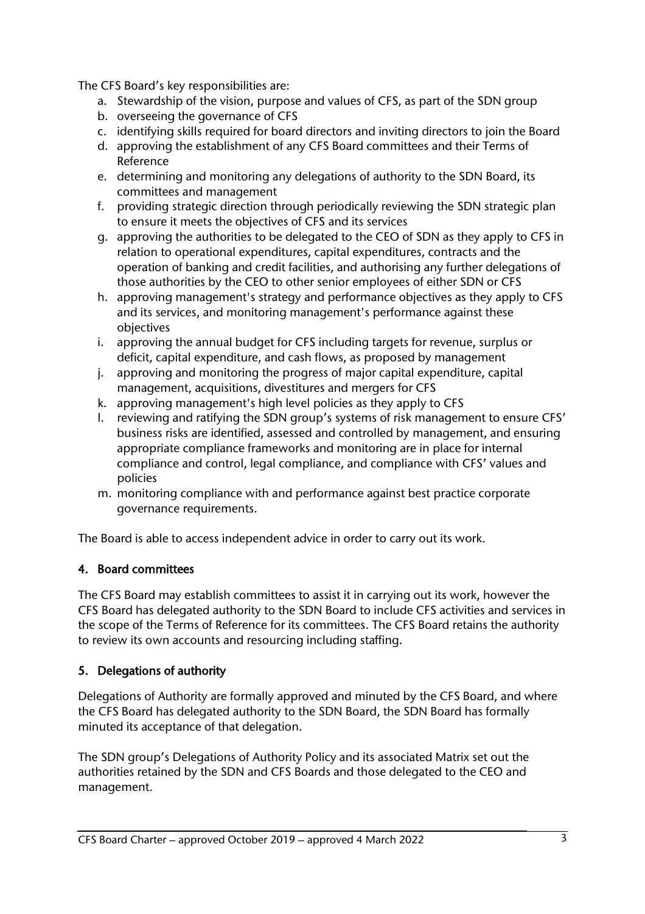The CFS Board's key responsibilities are:

a. Stewardship of the vision, purpose and values of CFS, as part of the SDN group
b. overseeing the governance of CFS
c. identifying skills required for board directors and inviting directors to join the Board
d. approving the establishment of any CFS Board committees and their Terms of Reference
e. determining and monitoring any delegations of authority to the SDN Board, its committees and management
f. providing strategic direction through periodically reviewing the SDN strategic plan to ensure it meets the objectives of CFS and its services
g. approving the authorities to be delegated to the CEO of SDN as they apply to CFS in relation to operational expenditures, capital expenditures, contracts and the operation of banking and credit facilities, and authorising any further delegations of those authorities by the CEO to other senior employees of either SDN or CFS
h. approving management's strategy and performance objectives as they apply to CFS and its services, and monitoring management's performance against these objectives
i. approving the annual budget for CFS including targets for revenue, surplus or deficit, capital expenditure, and cash flows, as proposed by management
j. approving and monitoring the progress of major capital expenditure, capital management, acquisitions, divestitures and mergers for CFS
k. approving management's high level policies as they apply to CFS
l. reviewing and ratifying the SDN group's systems of risk management to ensure CFS' business risks are identified, assessed and controlled by management, and ensuring appropriate compliance frameworks and monitoring are in place for internal compliance and control, legal compliance, and compliance with CFS' values and policies
m. monitoring compliance with and performance against best practice corporate governance requirements.

The Board is able to access independent advice in order to carry out its work.

## 4. Board committees

The CFS Board may establish committees to assist it in carrying out its work, however the CFS Board has delegated authority to the SDN Board to include CFS activities and services in the scope of the Terms of Reference for its committees. The CFS Board retains the authority to review its own accounts and resourcing including staffing.

## 5. Delegations of authority

Delegations of Authority are formally approved and minuted by the CFS Board, and where the CFS Board has delegated authority to the SDN Board, the SDN Board has formally minuted its acceptance of that delegation.

The SDN group's Delegations of Authority Policy and its associated Matrix set out the authorities retained by the SDN and CFS Boards and those delegated to the CEO and management.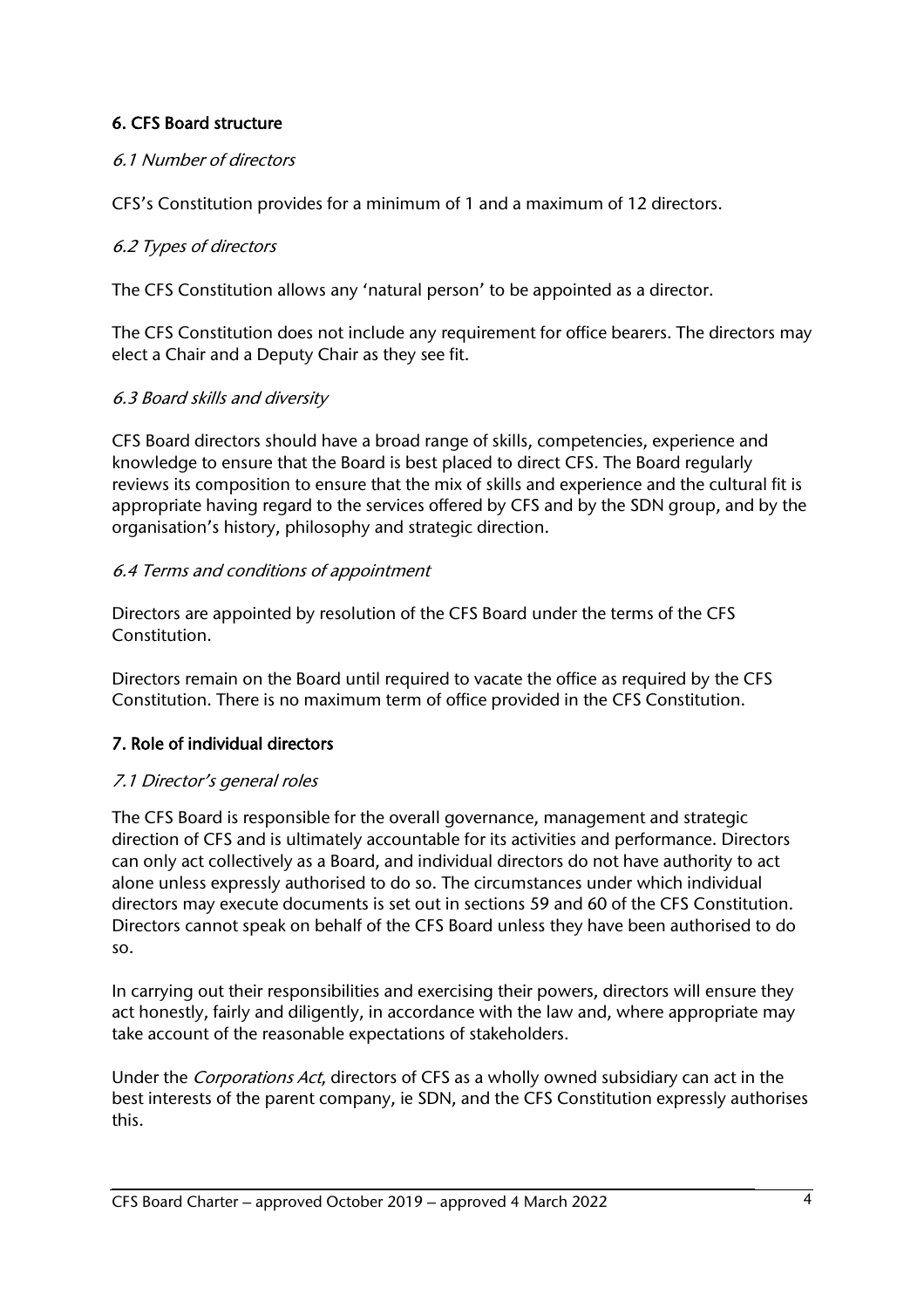## 6. CFS Board structure

### *6.1 Number of directors*

CFS's Constitution provides for a minimum of 1 and a maximum of 12 directors.

### *6.2 Types of directors*

The CFS Constitution allows any 'natural person' to be appointed as a director.

The CFS Constitution does not include any requirement for office bearers. The directors may elect a Chair and a Deputy Chair as they see fit.

### *6.3 Board skills and diversity*

CFS Board directors should have a broad range of skills, competencies, experience and knowledge to ensure that the Board is best placed to direct CFS. The Board regularly reviews its composition to ensure that the mix of skills and experience and the cultural fit is appropriate having regard to the services offered by CFS and by the SDN group, and by the organisation's history, philosophy and strategic direction.

### *6.4 Terms and conditions of appointment*

Directors are appointed by resolution of the CFS Board under the terms of the CFS Constitution.

Directors remain on the Board until required to vacate the office as required by the CFS Constitution. There is no maximum term of office provided in the CFS Constitution.

## 7. Role of individual directors

### *7.1 Director's general roles*

The CFS Board is responsible for the overall governance, management and strategic direction of CFS and is ultimately accountable for its activities and performance. Directors can only act collectively as a Board, and individual directors do not have authority to act alone unless expressly authorised to do so. The circumstances under which individual directors may execute documents is set out in sections 59 and 60 of the CFS Constitution. Directors cannot speak on behalf of the CFS Board unless they have been authorised to do so.

In carrying out their responsibilities and exercising their powers, directors will ensure they act honestly, fairly and diligently, in accordance with the law and, where appropriate may take account of the reasonable expectations of stakeholders.

Under the *Corporations Act*, directors of CFS as a wholly owned subsidiary can act in the best interests of the parent company, ie SDN, and the CFS Constitution expressly authorises this.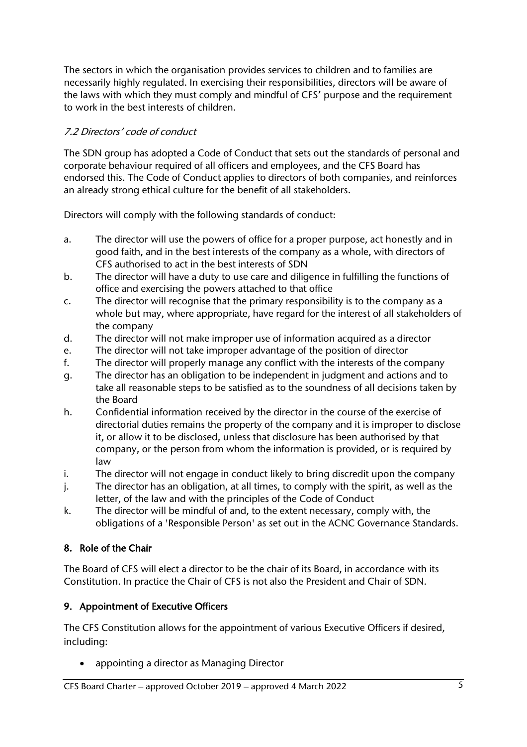The sectors in which the organisation provides services to children and to families are necessarily highly regulated. In exercising their responsibilities, directors will be aware of the laws with which they must comply and mindful of CFS' purpose and the requirement to work in the best interests of children.

### *7.2 Directors' code of conduct*

The SDN group has adopted a Code of Conduct that sets out the standards of personal and corporate behaviour required of all officers and employees, and the CFS Board has endorsed this. The Code of Conduct applies to directors of both companies, and reinforces an already strong ethical culture for the benefit of all stakeholders.

Directors will comply with the following standards of conduct:

a. The director will use the powers of office for a proper purpose, act honestly and in good faith, and in the best interests of the company as a whole, with directors of CFS authorised to act in the best interests of SDN
b. The director will have a duty to use care and diligence in fulfilling the functions of office and exercising the powers attached to that office
c. The director will recognise that the primary responsibility is to the company as a whole but may, where appropriate, have regard for the interest of all stakeholders of the company
d. The director will not make improper use of information acquired as a director
e. The director will not take improper advantage of the position of director
f. The director will properly manage any conflict with the interests of the company
g. The director has an obligation to be independent in judgment and actions and to take all reasonable steps to be satisfied as to the soundness of all decisions taken by the Board
h. Confidential information received by the director in the course of the exercise of directorial duties remains the property of the company and it is improper to disclose it, or allow it to be disclosed, unless that disclosure has been authorised by that company, or the person from whom the information is provided, or is required by law
i. The director will not engage in conduct likely to bring discredit upon the company
j. The director has an obligation, at all times, to comply with the spirit, as well as the letter, of the law and with the principles of the Code of Conduct
k. The director will be mindful of and, to the extent necessary, comply with, the obligations of a 'Responsible Person' as set out in the ACNC Governance Standards.

## 8. Role of the Chair

The Board of CFS will elect a director to be the chair of its Board, in accordance with its Constitution. In practice the Chair of CFS is not also the President and Chair of SDN.

## 9. Appointment of Executive Officers

The CFS Constitution allows for the appointment of various Executive Officers if desired, including:

- appointing a director as Managing Director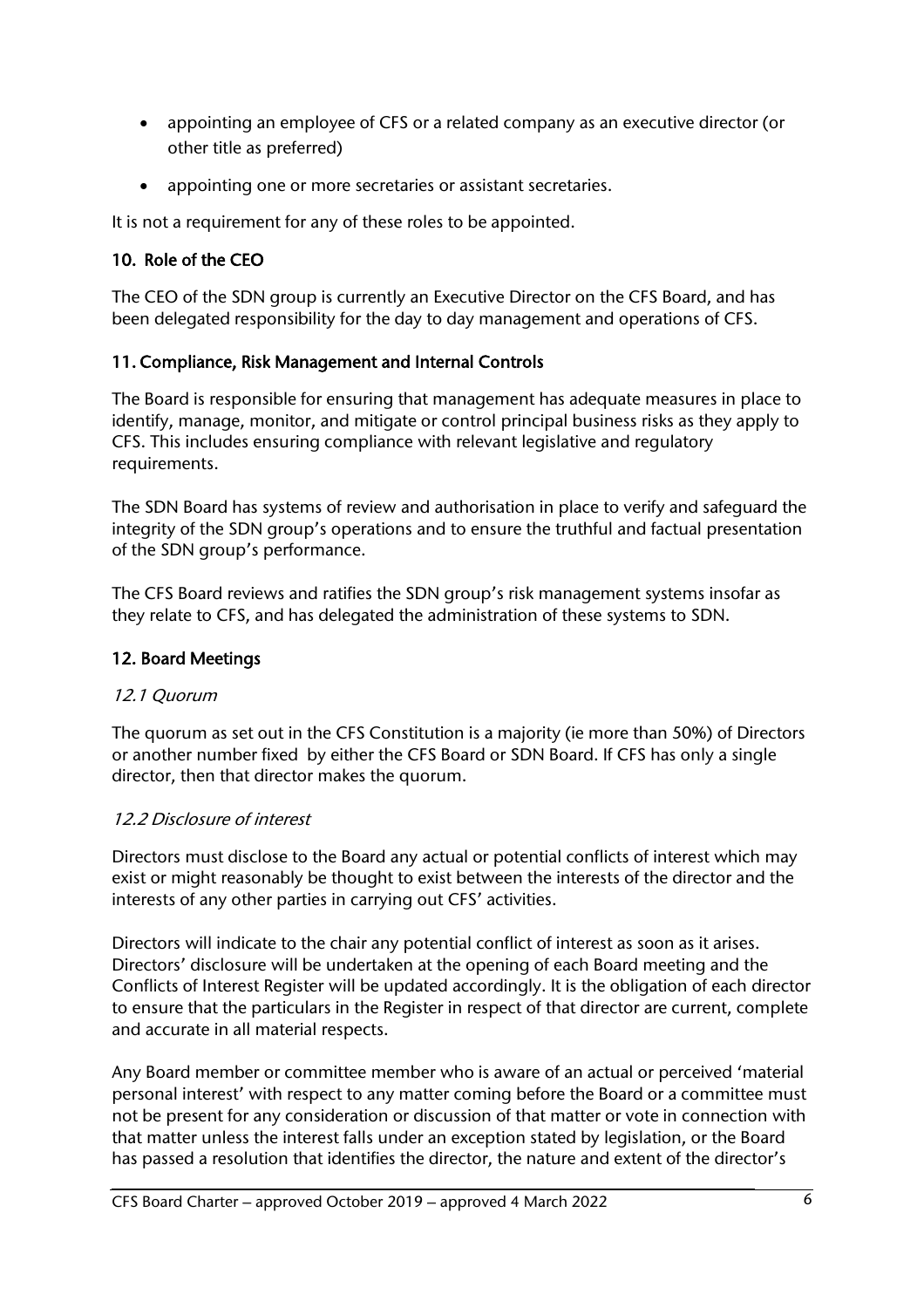- appointing an employee of CFS or a related company as an executive director (or other title as preferred)
- appointing one or more secretaries or assistant secretaries.

It is not a requirement for any of these roles to be appointed.

## 10. Role of the CEO

The CEO of the SDN group is currently an Executive Director on the CFS Board, and has been delegated responsibility for the day to day management and operations of CFS.

## 11. Compliance, Risk Management and Internal Controls

The Board is responsible for ensuring that management has adequate measures in place to identify, manage, monitor, and mitigate or control principal business risks as they apply to CFS. This includes ensuring compliance with relevant legislative and regulatory requirements.

The SDN Board has systems of review and authorisation in place to verify and safeguard the integrity of the SDN group's operations and to ensure the truthful and factual presentation of the SDN group's performance.

The CFS Board reviews and ratifies the SDN group's risk management systems insofar as they relate to CFS, and has delegated the administration of these systems to SDN.

## 12. Board Meetings

### *12.1 Quorum*

The quorum as set out in the CFS Constitution is a majority (ie more than 50%) of Directors or another number fixed by either the CFS Board or SDN Board. If CFS has only a single director, then that director makes the quorum.

### *12.2 Disclosure of interest*

Directors must disclose to the Board any actual or potential conflicts of interest which may exist or might reasonably be thought to exist between the interests of the director and the interests of any other parties in carrying out CFS' activities.

Directors will indicate to the chair any potential conflict of interest as soon as it arises. Directors' disclosure will be undertaken at the opening of each Board meeting and the Conflicts of Interest Register will be updated accordingly. It is the obligation of each director to ensure that the particulars in the Register in respect of that director are current, complete and accurate in all material respects.

Any Board member or committee member who is aware of an actual or perceived 'material personal interest' with respect to any matter coming before the Board or a committee must not be present for any consideration or discussion of that matter or vote in connection with that matter unless the interest falls under an exception stated by legislation, or the Board has passed a resolution that identifies the director, the nature and extent of the director's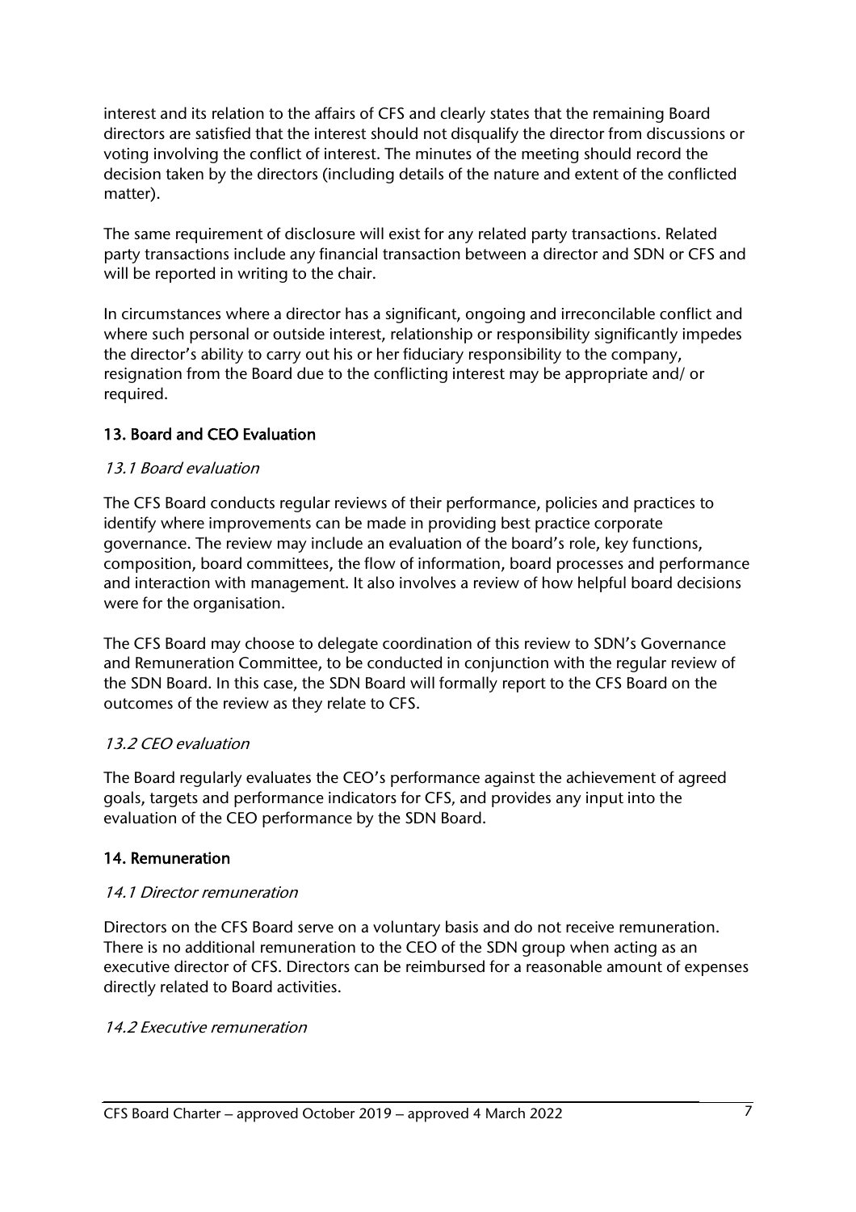interest and its relation to the affairs of CFS and clearly states that the remaining Board directors are satisfied that the interest should not disqualify the director from discussions or voting involving the conflict of interest. The minutes of the meeting should record the decision taken by the directors (including details of the nature and extent of the conflicted matter).

The same requirement of disclosure will exist for any related party transactions. Related party transactions include any financial transaction between a director and SDN or CFS and will be reported in writing to the chair.

In circumstances where a director has a significant, ongoing and irreconcilable conflict and where such personal or outside interest, relationship or responsibility significantly impedes the director's ability to carry out his or her fiduciary responsibility to the company, resignation from the Board due to the conflicting interest may be appropriate and/ or required.

## 13. Board and CEO Evaluation

### *13.1 Board evaluation*

The CFS Board conducts regular reviews of their performance, policies and practices to identify where improvements can be made in providing best practice corporate governance. The review may include an evaluation of the board's role, key functions, composition, board committees, the flow of information, board processes and performance and interaction with management. It also involves a review of how helpful board decisions were for the organisation.

The CFS Board may choose to delegate coordination of this review to SDN's Governance and Remuneration Committee, to be conducted in conjunction with the regular review of the SDN Board. In this case, the SDN Board will formally report to the CFS Board on the outcomes of the review as they relate to CFS.

### *13.2 CEO evaluation*

The Board regularly evaluates the CEO's performance against the achievement of agreed goals, targets and performance indicators for CFS, and provides any input into the evaluation of the CEO performance by the SDN Board.

## 14. Remuneration

### *14.1 Director remuneration*

Directors on the CFS Board serve on a voluntary basis and do not receive remuneration. There is no additional remuneration to the CEO of the SDN group when acting as an executive director of CFS. Directors can be reimbursed for a reasonable amount of expenses directly related to Board activities.

### *14.2 Executive remuneration*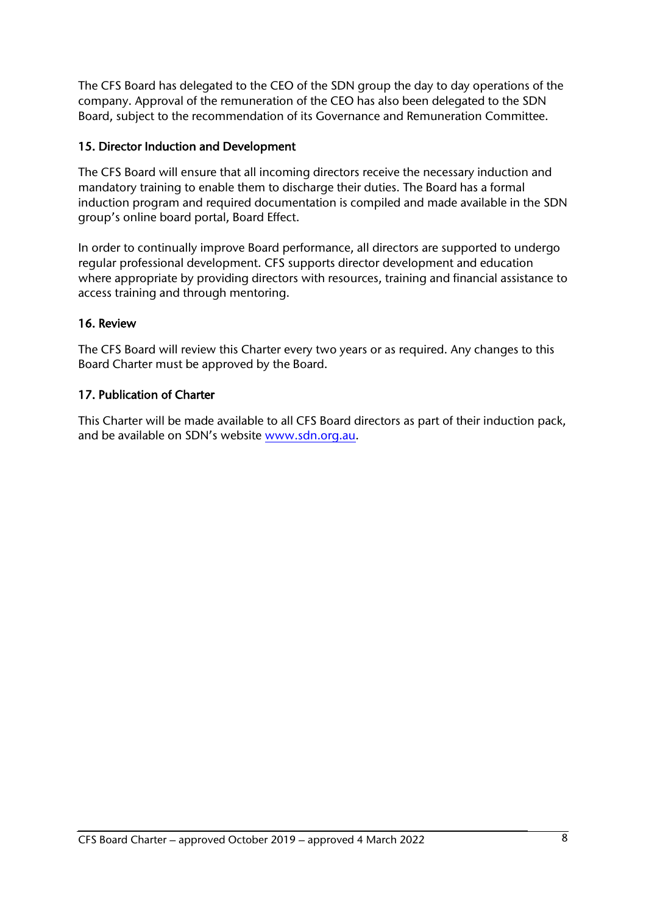The CFS Board has delegated to the CEO of the SDN group the day to day operations of the company. Approval of the remuneration of the CEO has also been delegated to the SDN Board, subject to the recommendation of its Governance and Remuneration Committee.

## 15. Director Induction and Development

The CFS Board will ensure that all incoming directors receive the necessary induction and mandatory training to enable them to discharge their duties. The Board has a formal induction program and required documentation is compiled and made available in the SDN group's online board portal, Board Effect.

In order to continually improve Board performance, all directors are supported to undergo regular professional development. CFS supports director development and education where appropriate by providing directors with resources, training and financial assistance to access training and through mentoring.

## 16. Review

The CFS Board will review this Charter every two years or as required. Any changes to this Board Charter must be approved by the Board.

## 17. Publication of Charter

This Charter will be made available to all CFS Board directors as part of their induction pack, and be available on SDN's website [www.sdn.org.au](http://www.sdn.org.au).